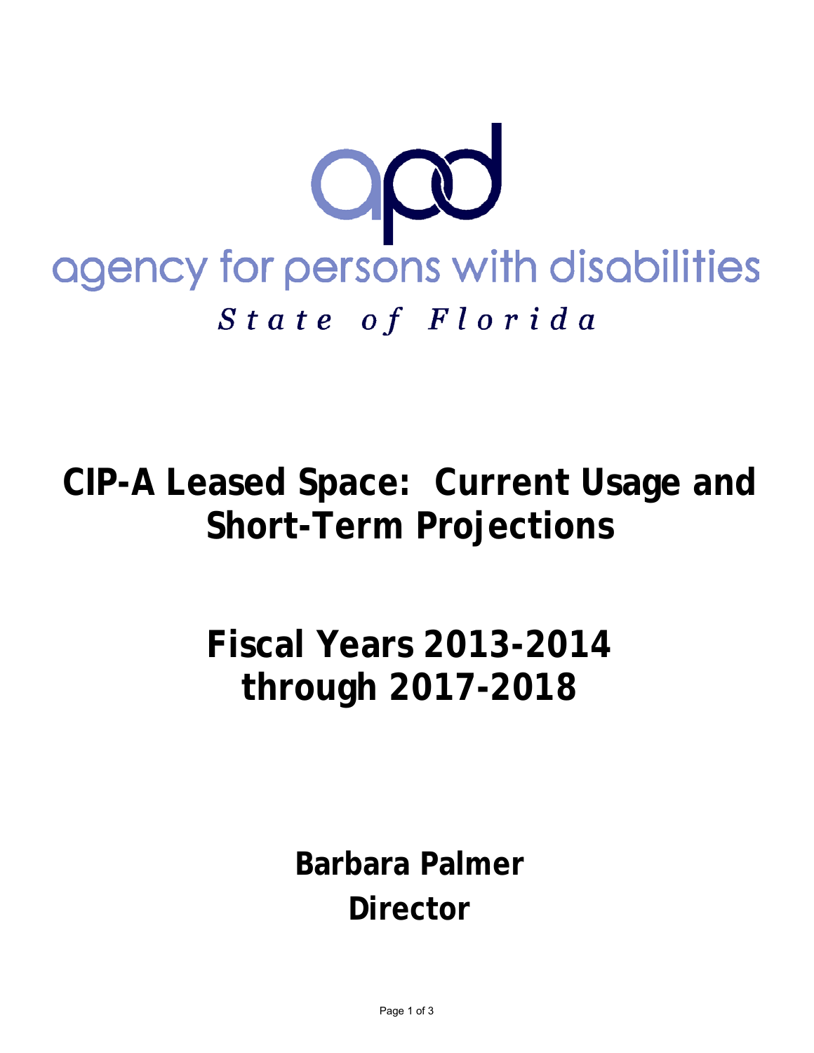apd

agency for persons with disabilities

*State of Florida*

# CIP-A Leased Space: Current Usage and Short-Term Projections

# Fiscal Years 2013-2014 through 2017-2018

**Barbara Palmer**

**Director**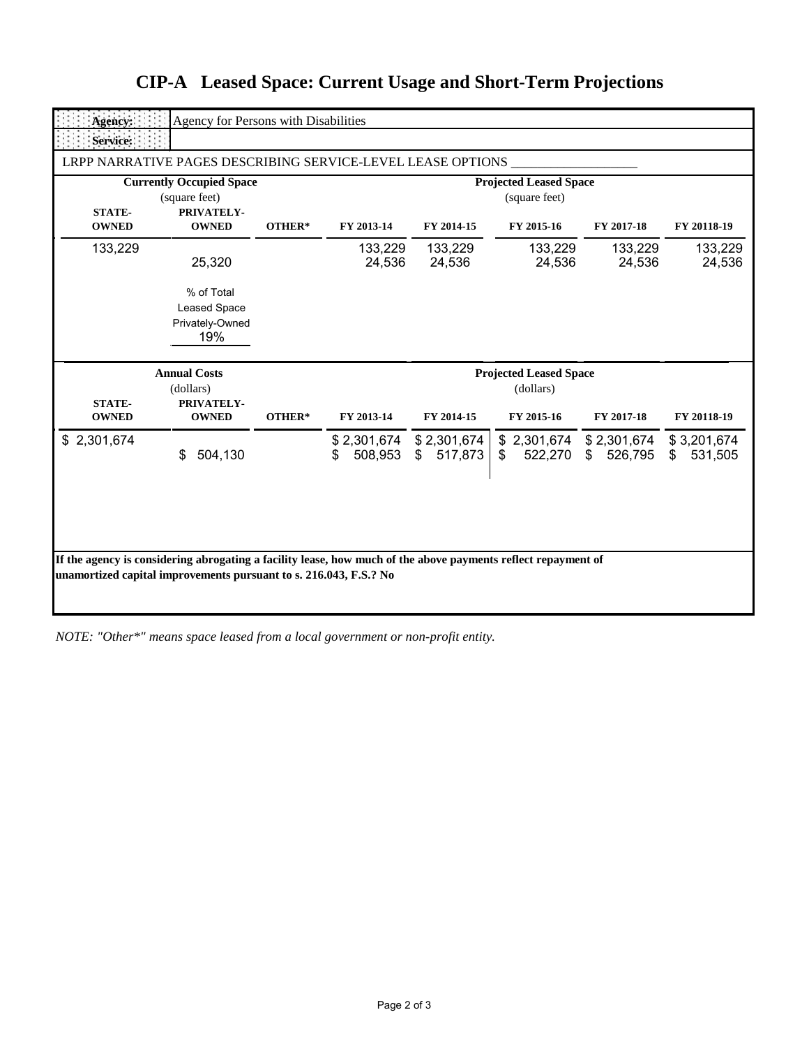# CIP-A Leased Space: Current Usage and Short-Term Projections

| Agency: | Agency for Persons with Disabilities |
|---|---|
| Service: | |

LRPP NARRATIVE PAGES DESCRIBING SERVICE-LEVEL LEASE OPTIONS ___________________

| Currently Occupied Space (square feet) | | | Projected Leased Space (square feet) | | | | |
|---|---|---|---|---|---|---|---|
| STATE-OWNED | PRIVATELY-OWNED | OTHER* | FY 2013-14 | FY 2014-15 | FY 2015-16 | FY 2017-18 | FY 20118-19 |
| 133,229 | | | 133,229 | 133,229 | 133,229 | 133,229 | 133,229 |
| | 25,320 | | 24,536 | 24,536 | 24,536 | 24,536 | 24,536 |
| | % of Total Leased Space Privately-Owned 19% | | | | | | |

| Annual Costs (dollars) | | | Projected Leased Space (dollars) | | | | |
|---|---|---|---|---|---|---|---|
| STATE-OWNED | PRIVATELY-OWNED | OTHER* | FY 2013-14 | FY 2014-15 | FY 2015-16 | FY 2017-18 | FY 20118-19 |
| $ 2,301,674 | | | $ 2,301,674 | $ 2,301,674 | $ 2,301,674 | $ 2,301,674 | $ 3,201,674 |
| | $ 504,130 | | $ 508,953 | $ 517,873 | $ 522,270 | $ 526,795 | $ 531,505 |

**If the agency is considering abrogating a facility lease, how much of the above payments reflect repayment of unamortized capital improvements pursuant to s. 216.043, F.S.? No**

*NOTE: "Other*" means space leased from a local government or non-profit entity.*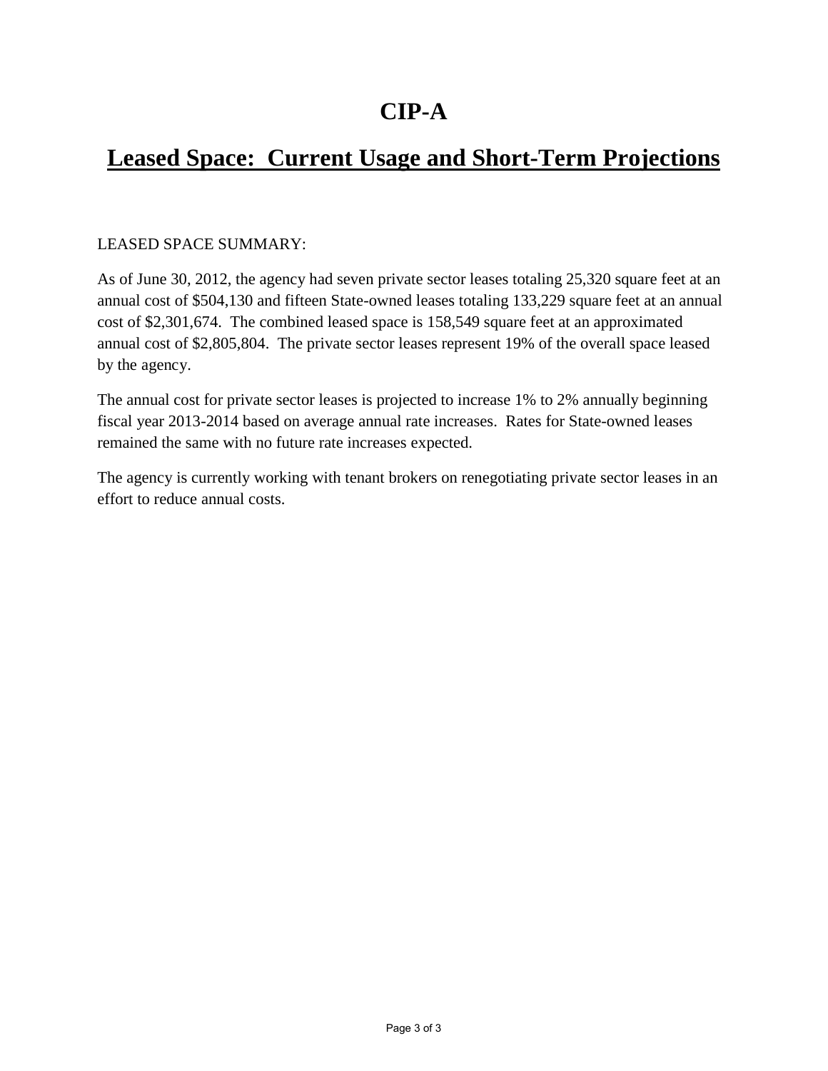# CIP-A

## Leased Space: Current Usage and Short-Term Projections

LEASED SPACE SUMMARY:

As of June 30, 2012, the agency had seven private sector leases totaling 25,320 square feet at an annual cost of $504,130 and fifteen State-owned leases totaling 133,229 square feet at an annual cost of $2,301,674. The combined leased space is 158,549 square feet at an approximated annual cost of $2,805,804. The private sector leases represent 19% of the overall space leased by the agency.

The annual cost for private sector leases is projected to increase 1% to 2% annually beginning fiscal year 2013-2014 based on average annual rate increases. Rates for State-owned leases remained the same with no future rate increases expected.

The agency is currently working with tenant brokers on renegotiating private sector leases in an effort to reduce annual costs.